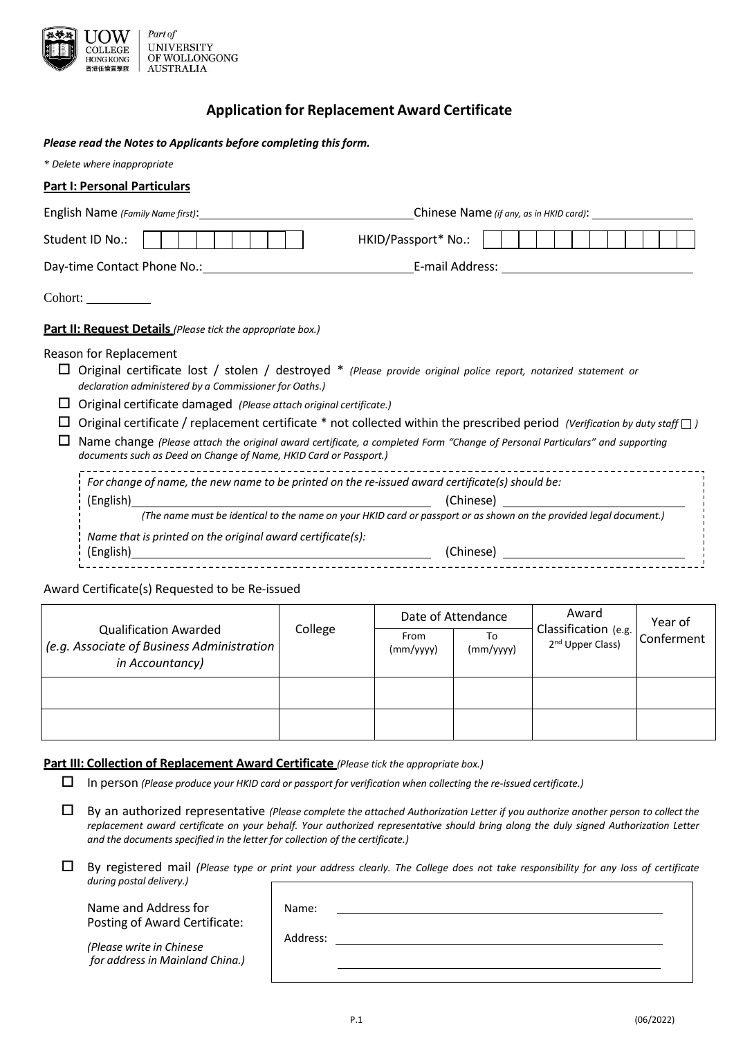UOW COLLEGE HONG KONG 香港伍倫貢學院 | Part of UNIVERSITY OF WOLLONGONG AUSTRALIA

# Application for Replacement Award Certificate

***Please read the Notes to Applicants before completing this form.***

*\* Delete where inappropriate*

**Part I: Personal Particulars**

English Name *(Family Name first)*: ____________________ Chinese Name *(if any, as in HKID card)*: ____________

Student ID No.: ☐☐☐☐☐☐☐☐☐☐☐ HKID/Passport* No.: ☐☐☐☐☐☐☐☐☐☐☐☐

Day-time Contact Phone No.: ____________________ E-mail Address: ____________________

Cohort: __________

**Part II: Request Details** *(Please tick the appropriate box.)*

Reason for Replacement

- ☐ Original certificate lost / stolen / destroyed * *(Please provide original police report, notarized statement or declaration administered by a Commissioner for Oaths.)*
- ☐ Original certificate damaged *(Please attach original certificate.)*
- ☐ Original certificate / replacement certificate * not collected within the prescribed period *(Verification by duty staff ☐ )*
- ☐ Name change *(Please attach the original award certificate, a completed Form "Change of Personal Particulars" and supporting documents such as Deed on Change of Name, HKID Card or Passport.)*

*For change of name, the new name to be printed on the re-issued award certificate(s) should be:*

(English) ____________________ (Chinese) ____________________

*(The name must be identical to the name on your HKID card or passport or as shown on the provided legal document.)*

*Name that is printed on the original award certificate(s):*

(English) ____________________ (Chinese) ____________________

Award Certificate(s) Requested to be Re-issued

| Qualification Awarded *(e.g. Associate of Business Administration in Accountancy)* | College | Date of Attendance | | Award Classification (e.g. 2nd Upper Class) | Year of Conferment |
|---|---|---|---|---|---|
| | | From (mm/yyyy) | To (mm/yyyy) | | |
| | | | | | |
| | | | | | |

**Part III: Collection of Replacement Award Certificate** *(Please tick the appropriate box.)*

- ☐ In person *(Please produce your HKID card or passport for verification when collecting the re-issued certificate.)*
- ☐ By an authorized representative *(Please complete the attached Authorization Letter if you authorize another person to collect the replacement award certificate on your behalf. Your authorized representative should bring along the duly signed Authorization Letter and the documents specified in the letter for collection of the certificate.)*
- ☐ By registered mail *(Please type or print your address clearly. The College does not take responsibility for any loss of certificate during postal delivery.)*

Name and Address for Posting of Award Certificate:

*(Please write in Chinese for address in Mainland China.)*

Name: ____________________

Address: ____________________

____________________

(06/2022)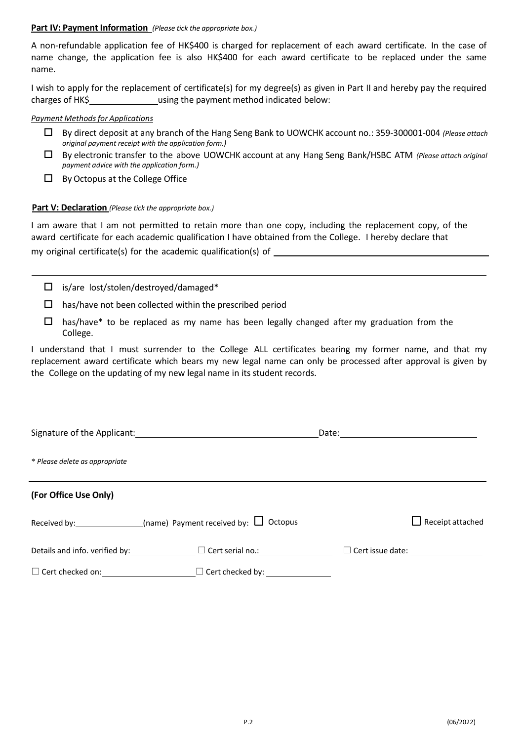**Part IV: Payment Information** *(Please tick the appropriate box.)*

A non-refundable application fee of HK$400 is charged for replacement of each award certificate. In the case of name change, the application fee is also HK$400 for each award certificate to be replaced under the same name.

I wish to apply for the replacement of certificate(s) for my degree(s) as given in Part II and hereby pay the required charges of HK$______________ using the payment method indicated below:

*Payment Methods for Applications*

- ☐ By direct deposit at any branch of the Hang Seng Bank to UOWCHK account no.: 359-300001-004 *(Please attach original payment receipt with the application form.)*
- ☐ By electronic transfer to the above UOWCHK account at any Hang Seng Bank/HSBC ATM *(Please attach original payment advice with the application form.)*
- ☐ By Octopus at the College Office

**Part V: Declaration** *(Please tick the appropriate box.)*

I am aware that I am not permitted to retain more than one copy, including the replacement copy, of the award certificate for each academic qualification I have obtained from the College. I hereby declare that my original certificate(s) for the academic qualification(s) of ______________________________________________

______________________________________________________________________________

- ☐ is/are lost/stolen/destroyed/damaged*
- ☐ has/have not been collected within the prescribed period
- ☐ has/have* to be replaced as my name has been legally changed after my graduation from the College.

I understand that I must surrender to the College ALL certificates bearing my former name, and that my replacement award certificate which bears my new legal name can only be processed after approval is given by the College on the updating of my new legal name in its student records.

Signature of the Applicant: ______________________________ Date: ______________________

*\* Please delete as appropriate*

---

**(For Office Use Only)**

Received by: ______________ (name) Payment received by: ☐ Octopus ☐ Receipt attached

Details and info. verified by: ______________ ☐ Cert serial no.: ______________ ☐ Cert issue date: ______________

☐ Cert checked on: ______________ ☐ Cert checked by: ______________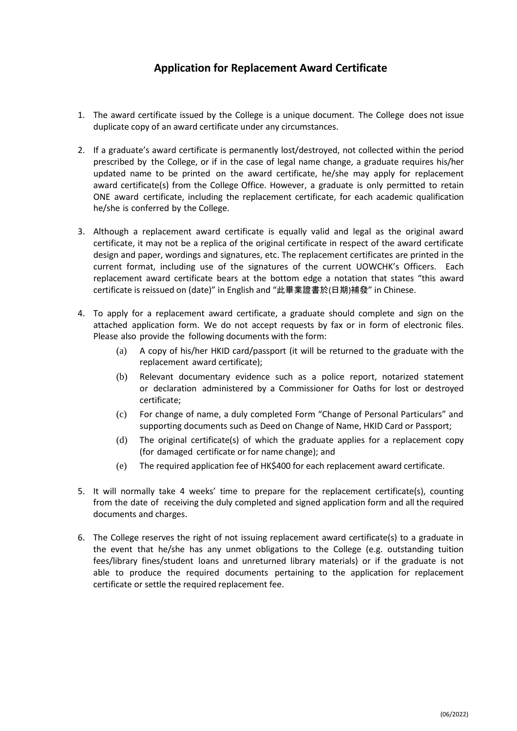# Application for Replacement Award Certificate

1. The award certificate issued by the College is a unique document. The College does not issue duplicate copy of an award certificate under any circumstances.

2. If a graduate's award certificate is permanently lost/destroyed, not collected within the period prescribed by the College, or if in the case of legal name change, a graduate requires his/her updated name to be printed on the award certificate, he/she may apply for replacement award certificate(s) from the College Office. However, a graduate is only permitted to retain ONE award certificate, including the replacement certificate, for each academic qualification he/she is conferred by the College.

3. Although a replacement award certificate is equally valid and legal as the original award certificate, it may not be a replica of the original certificate in respect of the award certificate design and paper, wordings and signatures, etc. The replacement certificates are printed in the current format, including use of the signatures of the current UOWCHK's Officers. Each replacement award certificate bears at the bottom edge a notation that states "this award certificate is reissued on (date)" in English and "此畢業證書於(日期)補發" in Chinese.

4. To apply for a replacement award certificate, a graduate should complete and sign on the attached application form. We do not accept requests by fax or in form of electronic files. Please also provide the following documents with the form:
   (a) A copy of his/her HKID card/passport (it will be returned to the graduate with the replacement award certificate);
   (b) Relevant documentary evidence such as a police report, notarized statement or declaration administered by a Commissioner for Oaths for lost or destroyed certificate;
   (c) For change of name, a duly completed Form "Change of Personal Particulars" and supporting documents such as Deed on Change of Name, HKID Card or Passport;
   (d) The original certificate(s) of which the graduate applies for a replacement copy (for damaged certificate or for name change); and
   (e) The required application fee of HK$400 for each replacement award certificate.

5. It will normally take 4 weeks' time to prepare for the replacement certificate(s), counting from the date of receiving the duly completed and signed application form and all the required documents and charges.

6. The College reserves the right of not issuing replacement award certificate(s) to a graduate in the event that he/she has any unmet obligations to the College (e.g. outstanding tuition fees/library fines/student loans and unreturned library materials) or if the graduate is not able to produce the required documents pertaining to the application for replacement certificate or settle the required replacement fee.

(06/2022)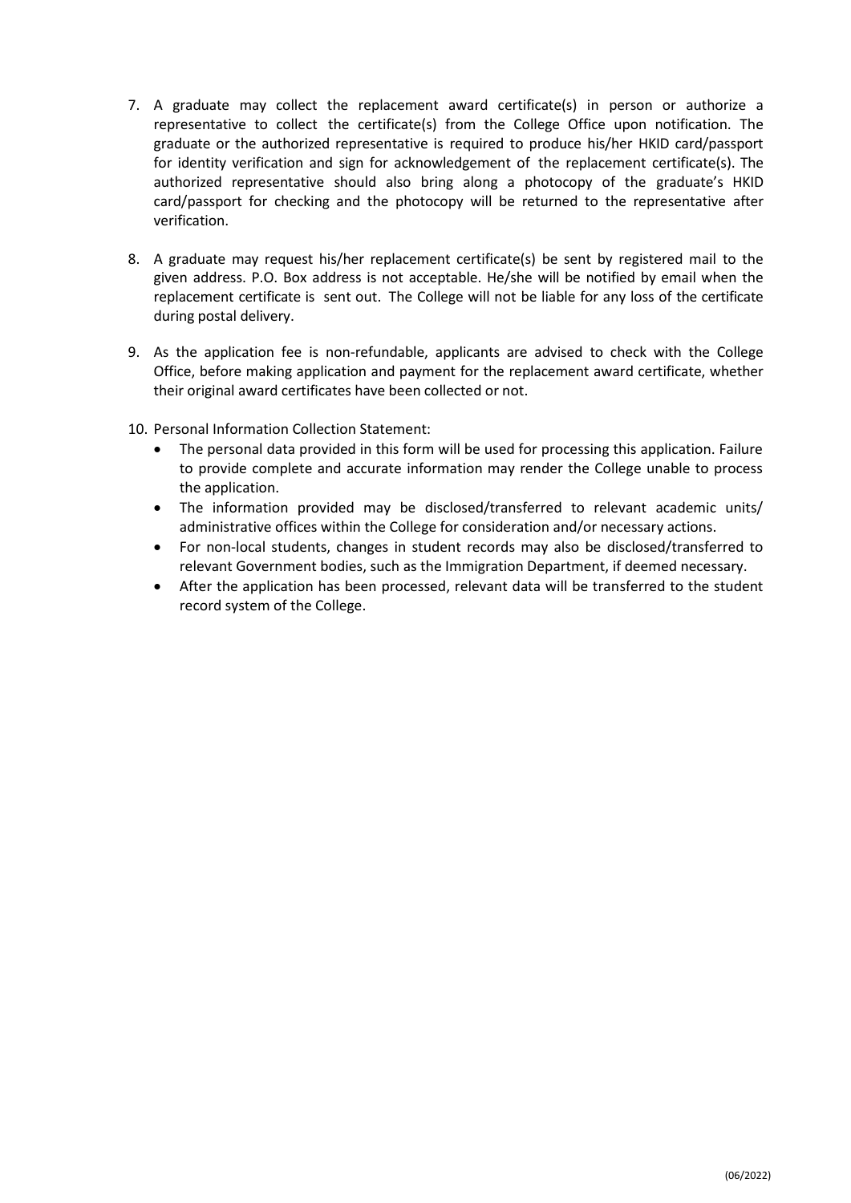7. A graduate may collect the replacement award certificate(s) in person or authorize a representative to collect the certificate(s) from the College Office upon notification. The graduate or the authorized representative is required to produce his/her HKID card/passport for identity verification and sign for acknowledgement of the replacement certificate(s). The authorized representative should also bring along a photocopy of the graduate's HKID card/passport for checking and the photocopy will be returned to the representative after verification.

8. A graduate may request his/her replacement certificate(s) be sent by registered mail to the given address. P.O. Box address is not acceptable. He/she will be notified by email when the replacement certificate is sent out. The College will not be liable for any loss of the certificate during postal delivery.

9. As the application fee is non-refundable, applicants are advised to check with the College Office, before making application and payment for the replacement award certificate, whether their original award certificates have been collected or not.

10. Personal Information Collection Statement:
    - The personal data provided in this form will be used for processing this application. Failure to provide complete and accurate information may render the College unable to process the application.
    - The information provided may be disclosed/transferred to relevant academic units/ administrative offices within the College for consideration and/or necessary actions.
    - For non-local students, changes in student records may also be disclosed/transferred to relevant Government bodies, such as the Immigration Department, if deemed necessary.
    - After the application has been processed, relevant data will be transferred to the student record system of the College.

(06/2022)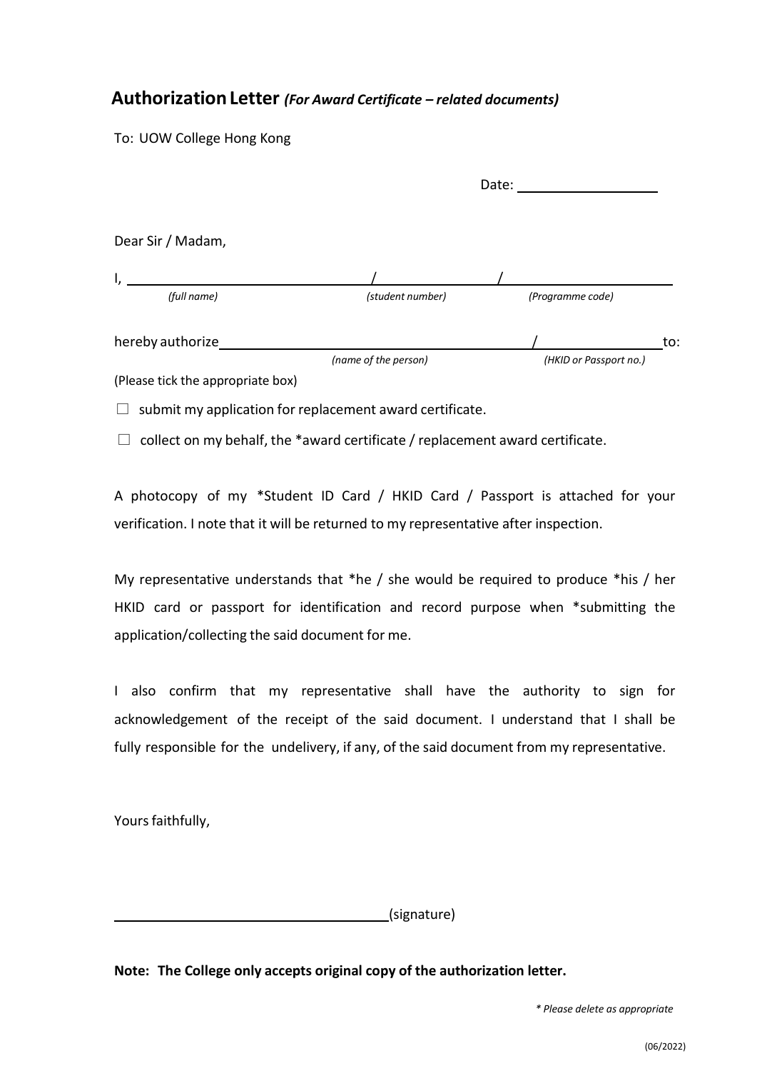## **Authorization Letter** ***(For Award Certificate – related documents)***

To: UOW College Hong Kong

Date: ____________________

Dear Sir / Madam,

I, ______________________________ / ________________ / ________________________
*(full name)* *(student number)* *(Programme code)*

hereby authorize ______________________________________ / __________________ to:
*(name of the person)* *(HKID or Passport no.)*

(Please tick the appropriate box)

☐ submit my application for replacement award certificate.

☐ collect on my behalf, the *award certificate / replacement award certificate.

A photocopy of my *Student ID Card / HKID Card / Passport is attached for your verification. I note that it will be returned to my representative after inspection.

My representative understands that *he / she would be required to produce *his / her HKID card or passport for identification and record purpose when *submitting the application/collecting the said document for me.

I also confirm that my representative shall have the authority to sign for acknowledgement of the receipt of the said document. I understand that I shall be fully responsible for the undelivery, if any, of the said document from my representative.

Yours faithfully,

______________________________________(signature)

**Note: The College only accepts original copy of the authorization letter.**

*\* Please delete as appropriate*

(06/2022)